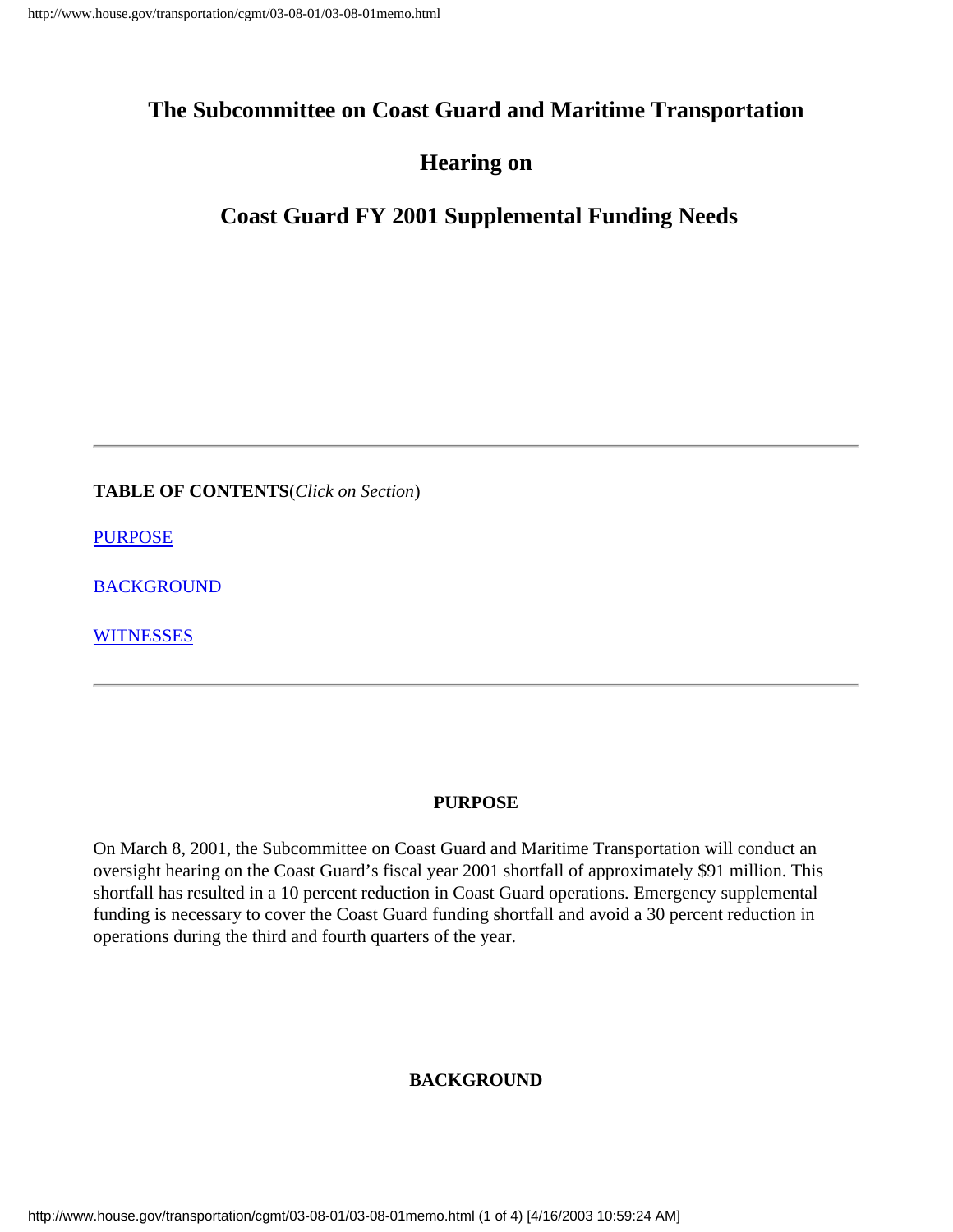# The Subcommittee on Coast Guard and Maritime Transportation

# Hearing on

# Coast Guard FY 2001 Supplemental Funding Needs

---

**TABLE OF CONTENTS**(*Click on Section*)

PURPOSE

BACKGROUND

WITNESSES

---

## PURPOSE

On March 8, 2001, the Subcommittee on Coast Guard and Maritime Transportation will conduct an oversight hearing on the Coast Guard's fiscal year 2001 shortfall of approximately $91 million. This shortfall has resulted in a 10 percent reduction in Coast Guard operations. Emergency supplemental funding is necessary to cover the Coast Guard funding shortfall and avoid a 30 percent reduction in operations during the third and fourth quarters of the year.

## BACKGROUND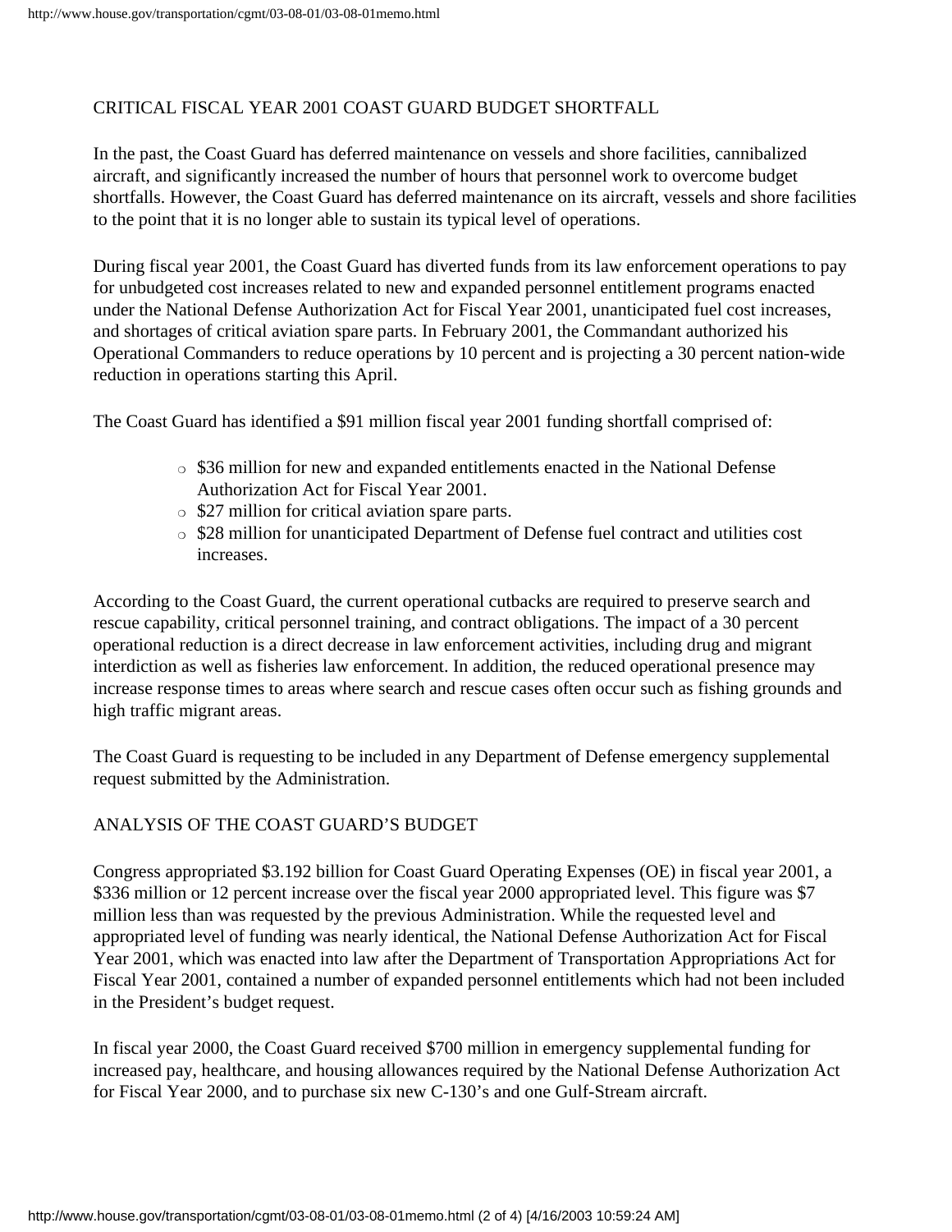## CRITICAL FISCAL YEAR 2001 COAST GUARD BUDGET SHORTFALL

In the past, the Coast Guard has deferred maintenance on vessels and shore facilities, cannibalized aircraft, and significantly increased the number of hours that personnel work to overcome budget shortfalls. However, the Coast Guard has deferred maintenance on its aircraft, vessels and shore facilities to the point that it is no longer able to sustain its typical level of operations.

During fiscal year 2001, the Coast Guard has diverted funds from its law enforcement operations to pay for unbudgeted cost increases related to new and expanded personnel entitlement programs enacted under the National Defense Authorization Act for Fiscal Year 2001, unanticipated fuel cost increases, and shortages of critical aviation spare parts. In February 2001, the Commandant authorized his Operational Commanders to reduce operations by 10 percent and is projecting a 30 percent nation-wide reduction in operations starting this April.

The Coast Guard has identified a $91 million fiscal year 2001 funding shortfall comprised of:

- $36 million for new and expanded entitlements enacted in the National Defense Authorization Act for Fiscal Year 2001.
- $27 million for critical aviation spare parts.
- $28 million for unanticipated Department of Defense fuel contract and utilities cost increases.

According to the Coast Guard, the current operational cutbacks are required to preserve search and rescue capability, critical personnel training, and contract obligations. The impact of a 30 percent operational reduction is a direct decrease in law enforcement activities, including drug and migrant interdiction as well as fisheries law enforcement. In addition, the reduced operational presence may increase response times to areas where search and rescue cases often occur such as fishing grounds and high traffic migrant areas.

The Coast Guard is requesting to be included in any Department of Defense emergency supplemental request submitted by the Administration.

## ANALYSIS OF THE COAST GUARD'S BUDGET

Congress appropriated $3.192 billion for Coast Guard Operating Expenses (OE) in fiscal year 2001, a $336 million or 12 percent increase over the fiscal year 2000 appropriated level. This figure was $7 million less than was requested by the previous Administration. While the requested level and appropriated level of funding was nearly identical, the National Defense Authorization Act for Fiscal Year 2001, which was enacted into law after the Department of Transportation Appropriations Act for Fiscal Year 2001, contained a number of expanded personnel entitlements which had not been included in the President's budget request.

In fiscal year 2000, the Coast Guard received $700 million in emergency supplemental funding for increased pay, healthcare, and housing allowances required by the National Defense Authorization Act for Fiscal Year 2000, and to purchase six new C-130's and one Gulf-Stream aircraft.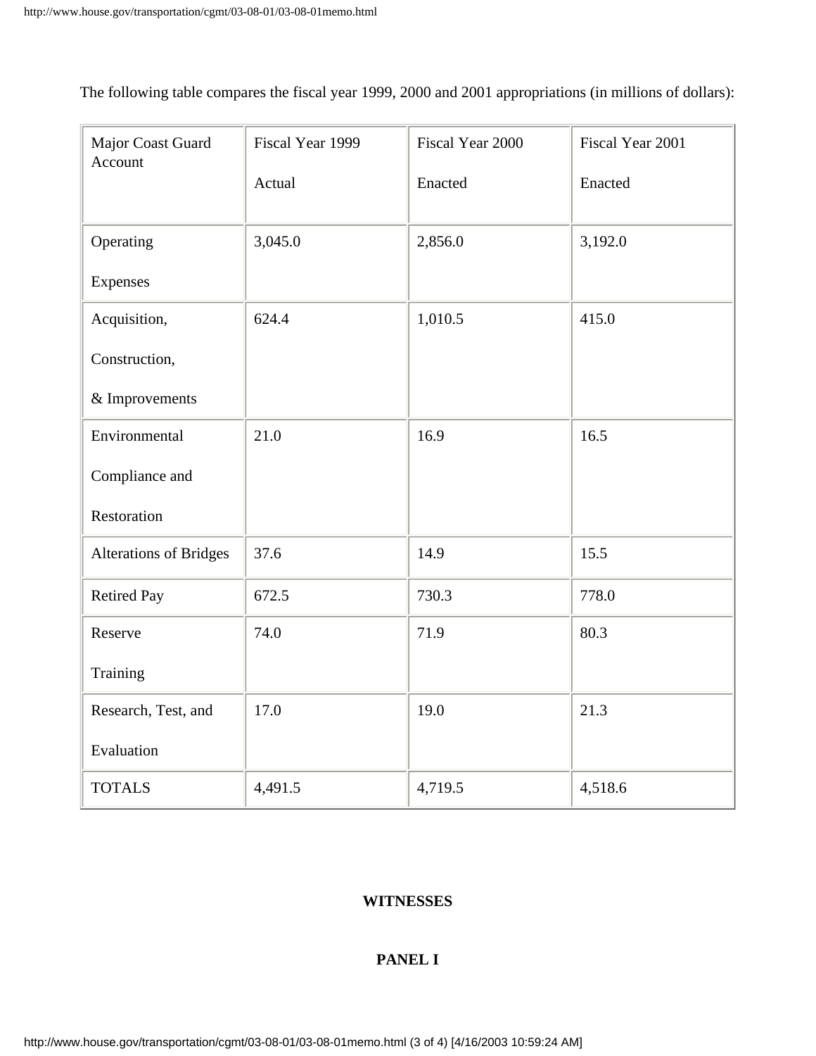The following table compares the fiscal year 1999, 2000 and 2001 appropriations (in millions of dollars):

| Major Coast Guard Account | Fiscal Year 1999 Actual | Fiscal Year 2000 Enacted | Fiscal Year 2001 Enacted |
|---|---|---|---|
| Operating Expenses | 3,045.0 | 2,856.0 | 3,192.0 |
| Acquisition, Construction, & Improvements | 624.4 | 1,010.5 | 415.0 |
| Environmental Compliance and Restoration | 21.0 | 16.9 | 16.5 |
| Alterations of Bridges | 37.6 | 14.9 | 15.5 |
| Retired Pay | 672.5 | 730.3 | 778.0 |
| Reserve Training | 74.0 | 71.9 | 80.3 |
| Research, Test, and Evaluation | 17.0 | 19.0 | 21.3 |
| TOTALS | 4,491.5 | 4,719.5 | 4,518.6 |

**WITNESSES**

**PANEL I**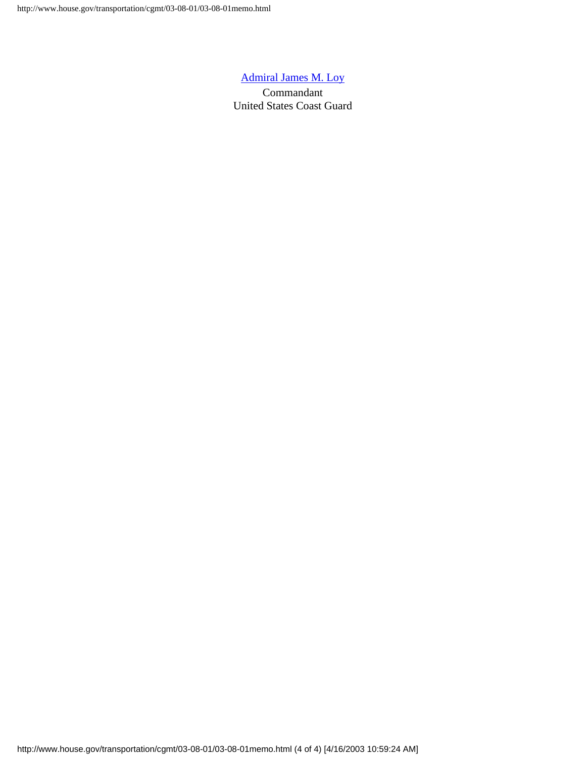[Admiral James M. Loy](#)

Commandant

United States Coast Guard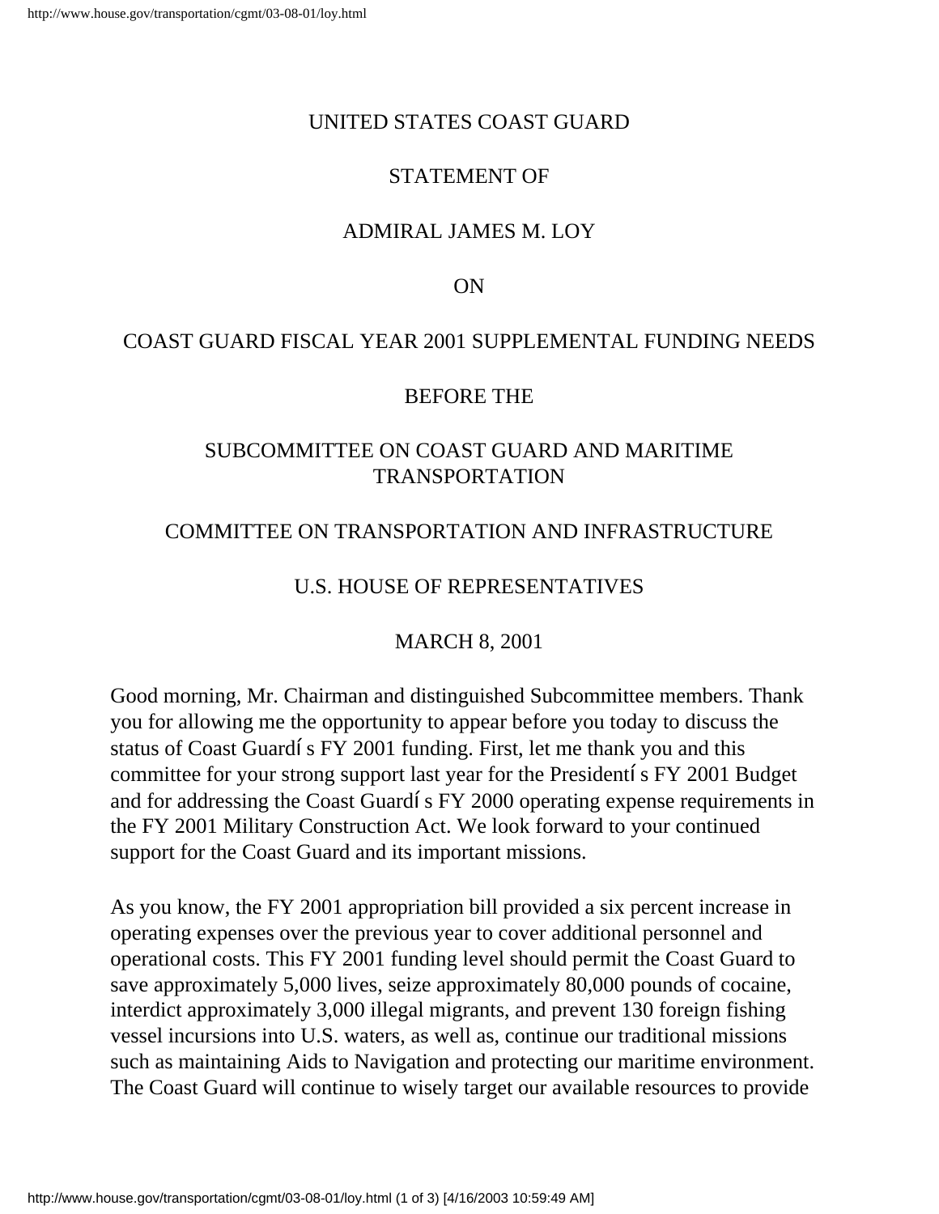UNITED STATES COAST GUARD

STATEMENT OF

ADMIRAL JAMES M. LOY

ON

COAST GUARD FISCAL YEAR 2001 SUPPLEMENTAL FUNDING NEEDS

BEFORE THE

SUBCOMMITTEE ON COAST GUARD AND MARITIME TRANSPORTATION

COMMITTEE ON TRANSPORTATION AND INFRASTRUCTURE

U.S. HOUSE OF REPRESENTATIVES

MARCH 8, 2001

Good morning, Mr. Chairman and distinguished Subcommittee members. Thank you for allowing me the opportunity to appear before you today to discuss the status of Coast Guardí s FY 2001 funding. First, let me thank you and this committee for your strong support last year for the Presidentí s FY 2001 Budget and for addressing the Coast Guardí s FY 2000 operating expense requirements in the FY 2001 Military Construction Act. We look forward to your continued support for the Coast Guard and its important missions.

As you know, the FY 2001 appropriation bill provided a six percent increase in operating expenses over the previous year to cover additional personnel and operational costs. This FY 2001 funding level should permit the Coast Guard to save approximately 5,000 lives, seize approximately 80,000 pounds of cocaine, interdict approximately 3,000 illegal migrants, and prevent 130 foreign fishing vessel incursions into U.S. waters, as well as, continue our traditional missions such as maintaining Aids to Navigation and protecting our maritime environment. The Coast Guard will continue to wisely target our available resources to provide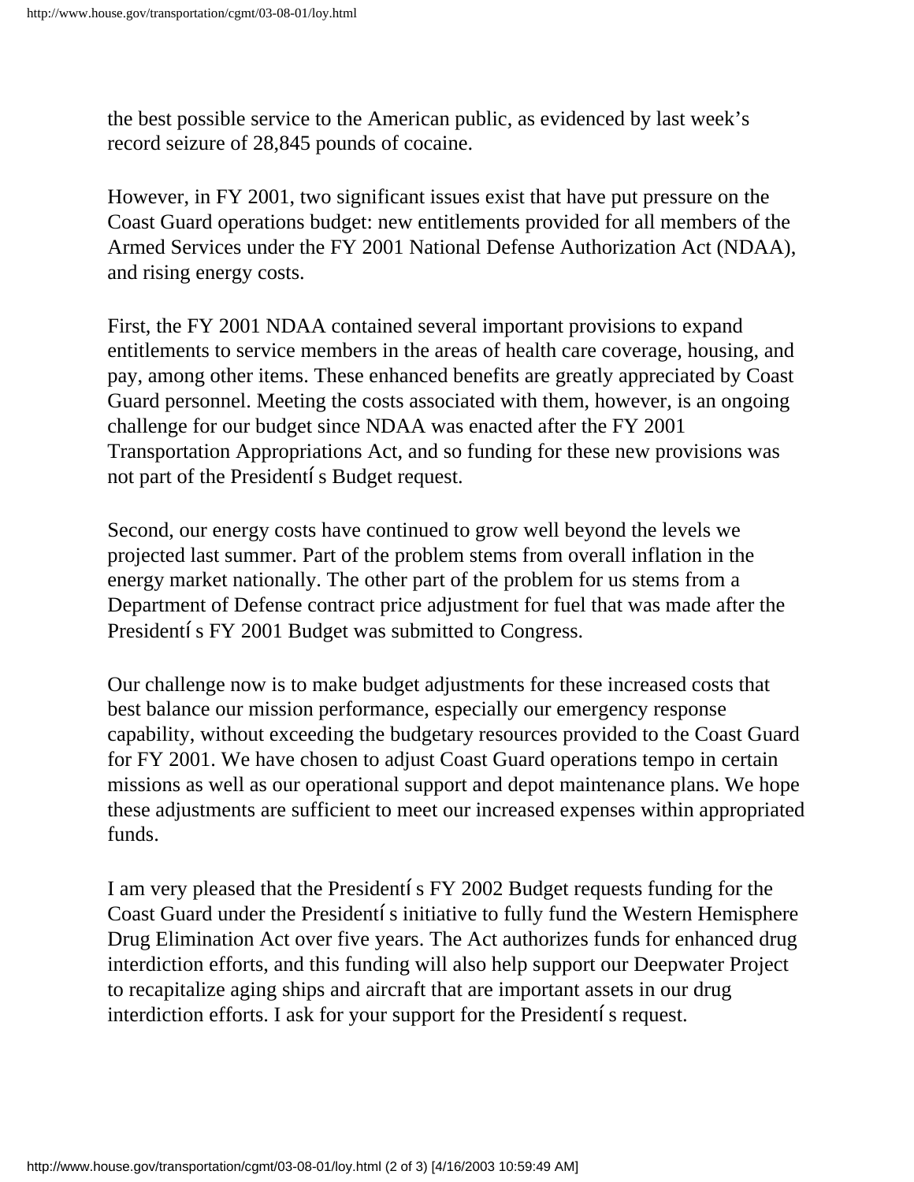the best possible service to the American public, as evidenced by last week's record seizure of 28,845 pounds of cocaine.

However, in FY 2001, two significant issues exist that have put pressure on the Coast Guard operations budget: new entitlements provided for all members of the Armed Services under the FY 2001 National Defense Authorization Act (NDAA), and rising energy costs.

First, the FY 2001 NDAA contained several important provisions to expand entitlements to service members in the areas of health care coverage, housing, and pay, among other items. These enhanced benefits are greatly appreciated by Coast Guard personnel. Meeting the costs associated with them, however, is an ongoing challenge for our budget since NDAA was enacted after the FY 2001 Transportation Appropriations Act, and so funding for these new provisions was not part of the Presidentí s Budget request.

Second, our energy costs have continued to grow well beyond the levels we projected last summer. Part of the problem stems from overall inflation in the energy market nationally. The other part of the problem for us stems from a Department of Defense contract price adjustment for fuel that was made after the Presidentí s FY 2001 Budget was submitted to Congress.

Our challenge now is to make budget adjustments for these increased costs that best balance our mission performance, especially our emergency response capability, without exceeding the budgetary resources provided to the Coast Guard for FY 2001. We have chosen to adjust Coast Guard operations tempo in certain missions as well as our operational support and depot maintenance plans. We hope these adjustments are sufficient to meet our increased expenses within appropriated funds.

I am very pleased that the Presidentí s FY 2002 Budget requests funding for the Coast Guard under the Presidentí s initiative to fully fund the Western Hemisphere Drug Elimination Act over five years. The Act authorizes funds for enhanced drug interdiction efforts, and this funding will also help support our Deepwater Project to recapitalize aging ships and aircraft that are important assets in our drug interdiction efforts. I ask for your support for the Presidentí s request.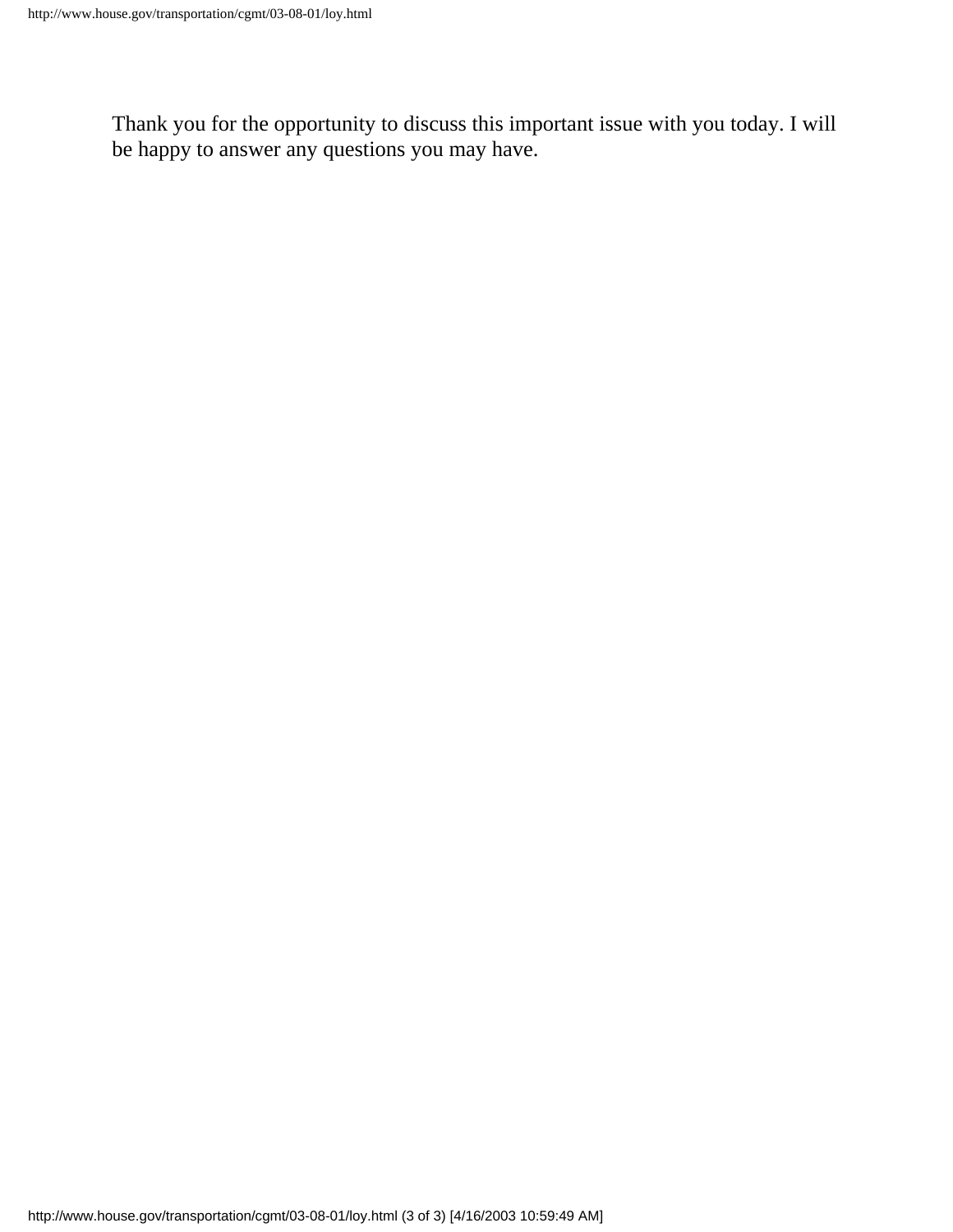Thank you for the opportunity to discuss this important issue with you today. I will be happy to answer any questions you may have.